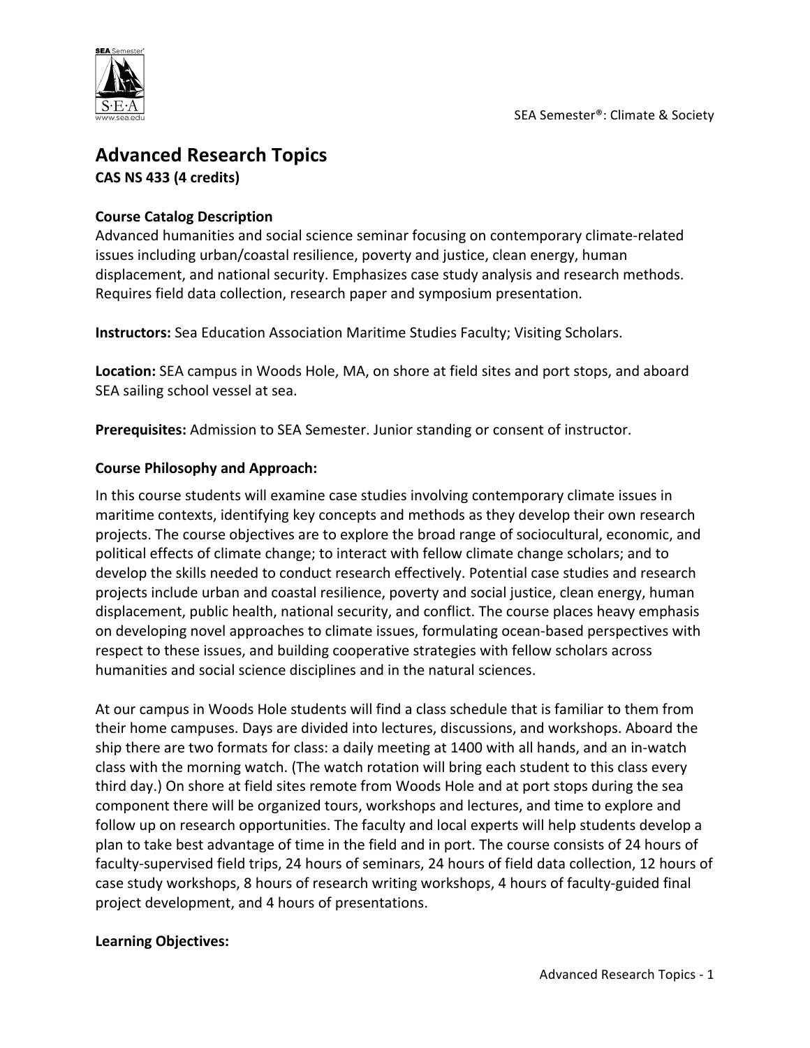# Advanced Research Topics

**CAS NS 433 (4 credits)**

**Course Catalog Description**

Advanced humanities and social science seminar focusing on contemporary climate-related issues including urban/coastal resilience, poverty and justice, clean energy, human displacement, and national security. Emphasizes case study analysis and research methods. Requires field data collection, research paper and symposium presentation.

**Instructors:** Sea Education Association Maritime Studies Faculty; Visiting Scholars.

**Location:** SEA campus in Woods Hole, MA, on shore at field sites and port stops, and aboard SEA sailing school vessel at sea.

**Prerequisites:** Admission to SEA Semester. Junior standing or consent of instructor.

**Course Philosophy and Approach:**

In this course students will examine case studies involving contemporary climate issues in maritime contexts, identifying key concepts and methods as they develop their own research projects. The course objectives are to explore the broad range of sociocultural, economic, and political effects of climate change; to interact with fellow climate change scholars; and to develop the skills needed to conduct research effectively. Potential case studies and research projects include urban and coastal resilience, poverty and social justice, clean energy, human displacement, public health, national security, and conflict. The course places heavy emphasis on developing novel approaches to climate issues, formulating ocean-based perspectives with respect to these issues, and building cooperative strategies with fellow scholars across humanities and social science disciplines and in the natural sciences.

At our campus in Woods Hole students will find a class schedule that is familiar to them from their home campuses. Days are divided into lectures, discussions, and workshops. Aboard the ship there are two formats for class: a daily meeting at 1400 with all hands, and an in-watch class with the morning watch. (The watch rotation will bring each student to this class every third day.) On shore at field sites remote from Woods Hole and at port stops during the sea component there will be organized tours, workshops and lectures, and time to explore and follow up on research opportunities. The faculty and local experts will help students develop a plan to take best advantage of time in the field and in port. The course consists of 24 hours of faculty-supervised field trips, 24 hours of seminars, 24 hours of field data collection, 12 hours of case study workshops, 8 hours of research writing workshops, 4 hours of faculty-guided final project development, and 4 hours of presentations.

**Learning Objectives:**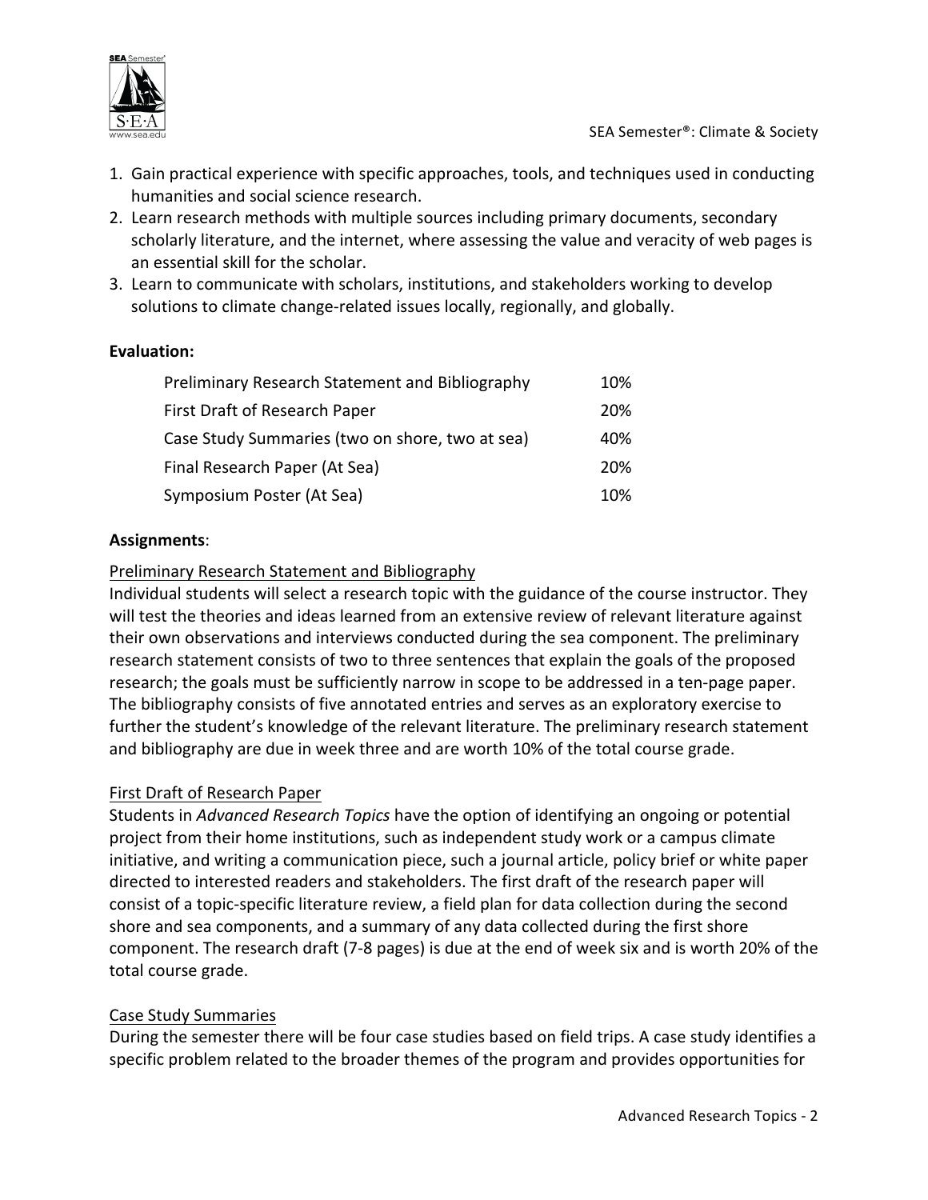1. Gain practical experience with specific approaches, tools, and techniques used in conducting humanities and social science research.
2. Learn research methods with multiple sources including primary documents, secondary scholarly literature, and the internet, where assessing the value and veracity of web pages is an essential skill for the scholar.
3. Learn to communicate with scholars, institutions, and stakeholders working to develop solutions to climate change-related issues locally, regionally, and globally.

**Evaluation:**

| | |
|---|---|
| Preliminary Research Statement and Bibliography | 10% |
| First Draft of Research Paper | 20% |
| Case Study Summaries (two on shore, two at sea) | 40% |
| Final Research Paper (At Sea) | 20% |
| Symposium Poster (At Sea) | 10% |

**Assignments**:

Preliminary Research Statement and Bibliography

Individual students will select a research topic with the guidance of the course instructor. They will test the theories and ideas learned from an extensive review of relevant literature against their own observations and interviews conducted during the sea component. The preliminary research statement consists of two to three sentences that explain the goals of the proposed research; the goals must be sufficiently narrow in scope to be addressed in a ten-page paper. The bibliography consists of five annotated entries and serves as an exploratory exercise to further the student's knowledge of the relevant literature. The preliminary research statement and bibliography are due in week three and are worth 10% of the total course grade.

First Draft of Research Paper

Students in *Advanced Research Topics* have the option of identifying an ongoing or potential project from their home institutions, such as independent study work or a campus climate initiative, and writing a communication piece, such a journal article, policy brief or white paper directed to interested readers and stakeholders. The first draft of the research paper will consist of a topic-specific literature review, a field plan for data collection during the second shore and sea components, and a summary of any data collected during the first shore component. The research draft (7-8 pages) is due at the end of week six and is worth 20% of the total course grade.

Case Study Summaries

During the semester there will be four case studies based on field trips. A case study identifies a specific problem related to the broader themes of the program and provides opportunities for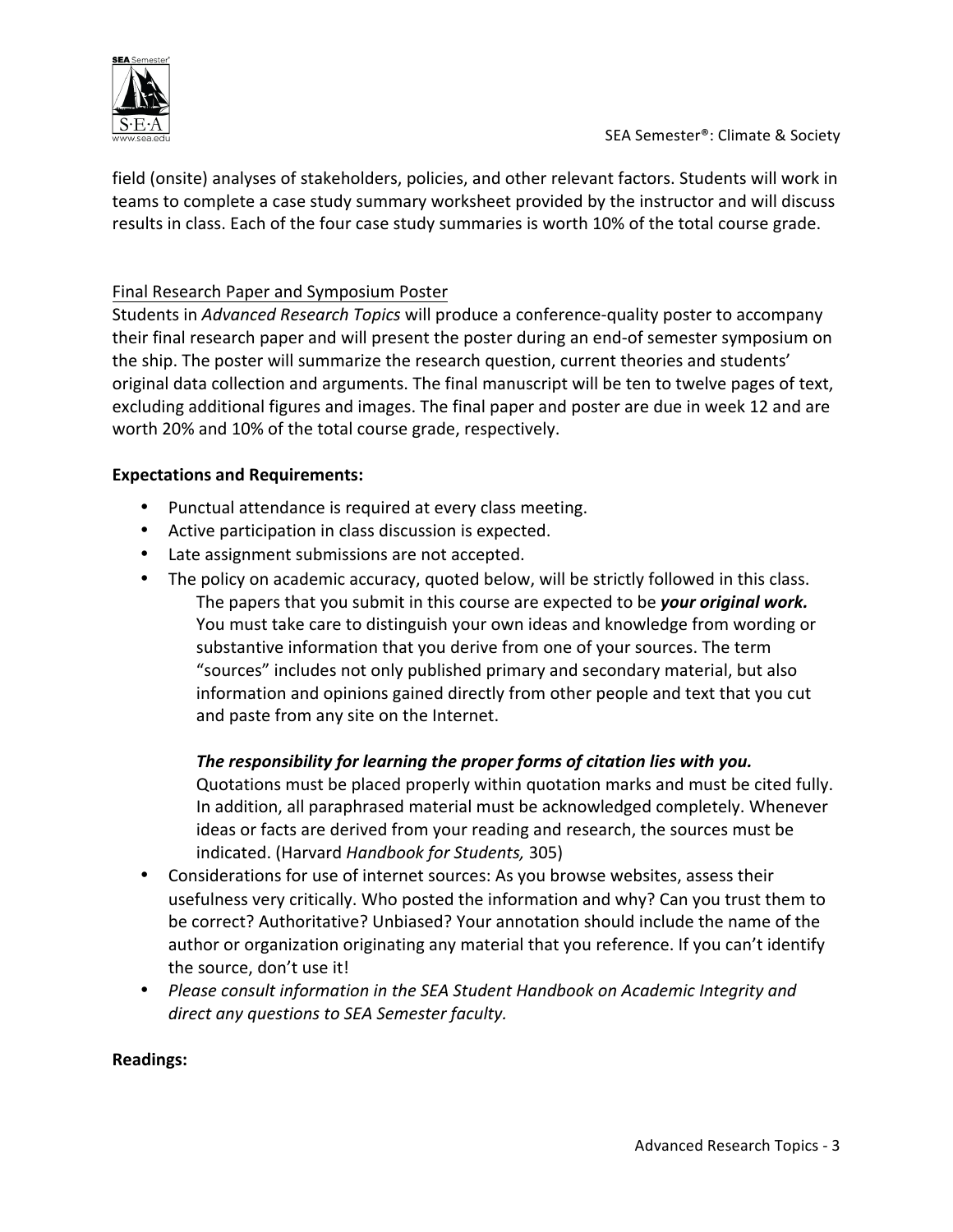field (onsite) analyses of stakeholders, policies, and other relevant factors. Students will work in teams to complete a case study summary worksheet provided by the instructor and will discuss results in class. Each of the four case study summaries is worth 10% of the total course grade.

Final Research Paper and Symposium Poster

Students in *Advanced Research Topics* will produce a conference-quality poster to accompany their final research paper and will present the poster during an end-of semester symposium on the ship. The poster will summarize the research question, current theories and students' original data collection and arguments. The final manuscript will be ten to twelve pages of text, excluding additional figures and images. The final paper and poster are due in week 12 and are worth 20% and 10% of the total course grade, respectively.

**Expectations and Requirements:**

- Punctual attendance is required at every class meeting.
- Active participation in class discussion is expected.
- Late assignment submissions are not accepted.
- The policy on academic accuracy, quoted below, will be strictly followed in this class.

  The papers that you submit in this course are expected to be ***your original work.*** You must take care to distinguish your own ideas and knowledge from wording or substantive information that you derive from one of your sources. The term "sources" includes not only published primary and secondary material, but also information and opinions gained directly from other people and text that you cut and paste from any site on the Internet.

  ***The responsibility for learning the proper forms of citation lies with you.*** Quotations must be placed properly within quotation marks and must be cited fully. In addition, all paraphrased material must be acknowledged completely. Whenever ideas or facts are derived from your reading and research, the sources must be indicated. (Harvard *Handbook for Students,* 305)
- Considerations for use of internet sources: As you browse websites, assess their usefulness very critically. Who posted the information and why? Can you trust them to be correct? Authoritative? Unbiased? Your annotation should include the name of the author or organization originating any material that you reference. If you can't identify the source, don't use it!
- *Please consult information in the SEA Student Handbook on Academic Integrity and direct any questions to SEA Semester faculty.*

**Readings:**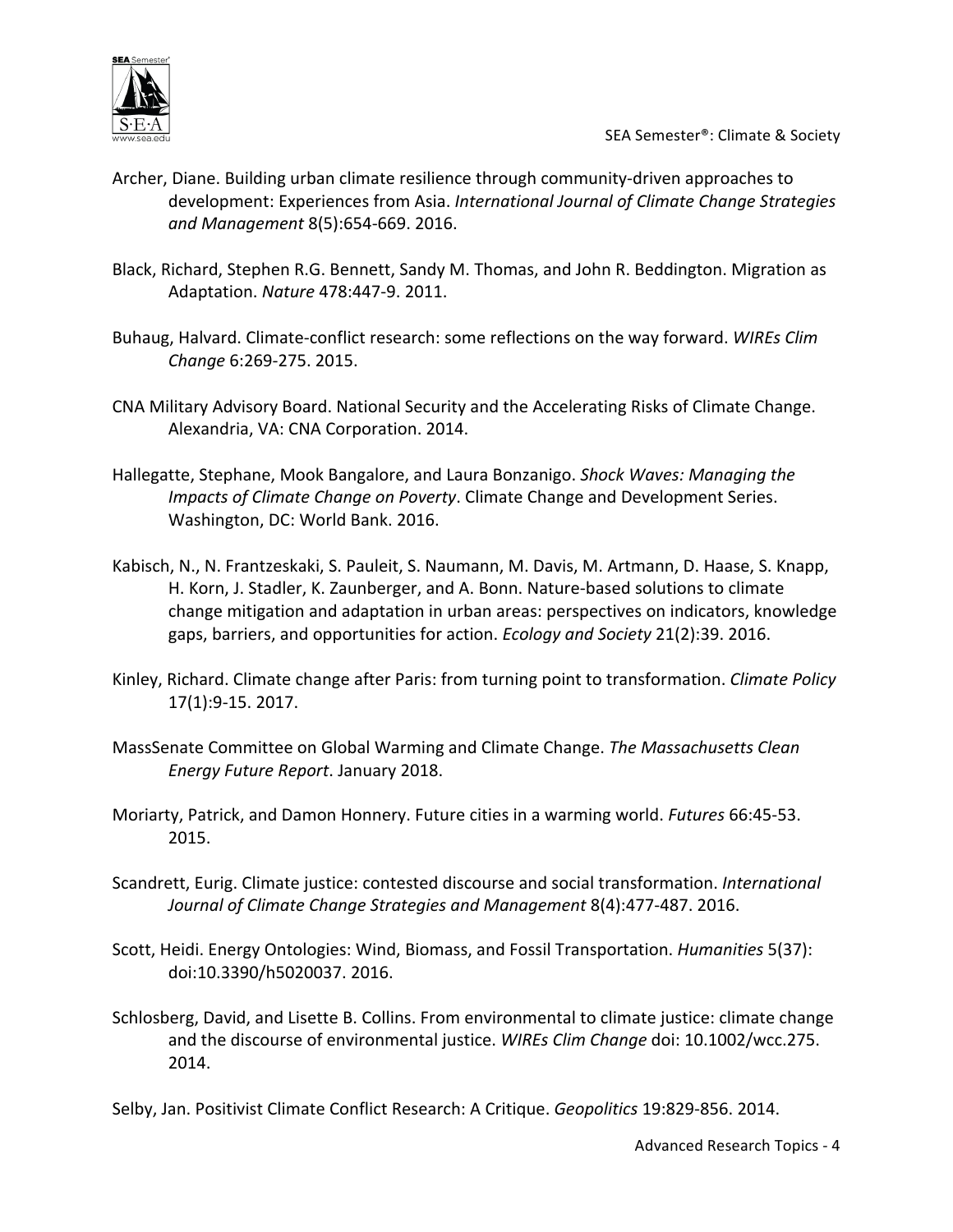Archer, Diane. Building urban climate resilience through community-driven approaches to development: Experiences from Asia. *International Journal of Climate Change Strategies and Management* 8(5):654-669. 2016.

Black, Richard, Stephen R.G. Bennett, Sandy M. Thomas, and John R. Beddington. Migration as Adaptation. *Nature* 478:447-9. 2011.

Buhaug, Halvard. Climate-conflict research: some reflections on the way forward. *WIREs Clim Change* 6:269-275. 2015.

CNA Military Advisory Board. National Security and the Accelerating Risks of Climate Change. Alexandria, VA: CNA Corporation. 2014.

Hallegatte, Stephane, Mook Bangalore, and Laura Bonzanigo. *Shock Waves: Managing the Impacts of Climate Change on Poverty*. Climate Change and Development Series. Washington, DC: World Bank. 2016.

Kabisch, N., N. Frantzeskaki, S. Pauleit, S. Naumann, M. Davis, M. Artmann, D. Haase, S. Knapp, H. Korn, J. Stadler, K. Zaunberger, and A. Bonn. Nature-based solutions to climate change mitigation and adaptation in urban areas: perspectives on indicators, knowledge gaps, barriers, and opportunities for action. *Ecology and Society* 21(2):39. 2016.

Kinley, Richard. Climate change after Paris: from turning point to transformation. *Climate Policy* 17(1):9-15. 2017.

MassSenate Committee on Global Warming and Climate Change. *The Massachusetts Clean Energy Future Report*. January 2018.

Moriarty, Patrick, and Damon Honnery. Future cities in a warming world. *Futures* 66:45-53. 2015.

Scandrett, Eurig. Climate justice: contested discourse and social transformation. *International Journal of Climate Change Strategies and Management* 8(4):477-487. 2016.

Scott, Heidi. Energy Ontologies: Wind, Biomass, and Fossil Transportation. *Humanities* 5(37): doi:10.3390/h5020037. 2016.

Schlosberg, David, and Lisette B. Collins. From environmental to climate justice: climate change and the discourse of environmental justice. *WIREs Clim Change* doi: 10.1002/wcc.275. 2014.

Selby, Jan. Positivist Climate Conflict Research: A Critique. *Geopolitics* 19:829-856. 2014.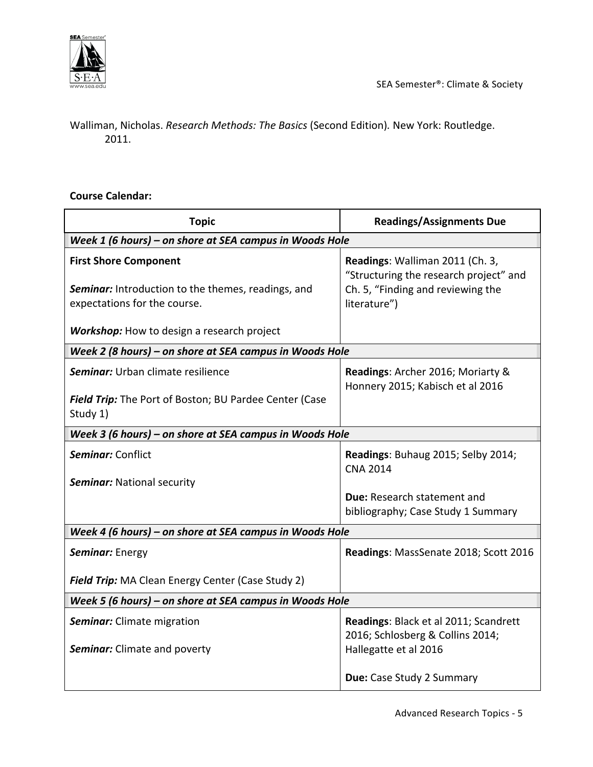Walliman, Nicholas. *Research Methods: The Basics* (Second Edition). New York: Routledge. 2011.

**Course Calendar:**

| Topic | Readings/Assignments Due |
| --- | --- |
| ***Week 1 (6 hours) – on shore at SEA campus in Woods Hole*** | |
| **First Shore Component**<br><br>***Seminar:*** Introduction to the themes, readings, and expectations for the course.<br><br>***Workshop:*** How to design a research project | **Readings**: Walliman 2011 (Ch. 3, "Structuring the research project" and Ch. 5, "Finding and reviewing the literature") |
| ***Week 2 (8 hours) – on shore at SEA campus in Woods Hole*** | |
| ***Seminar:*** Urban climate resilience<br><br>***Field Trip:*** The Port of Boston; BU Pardee Center (Case Study 1) | **Readings**: Archer 2016; Moriarty & Honnery 2015; Kabisch et al 2016 |
| ***Week 3 (6 hours) – on shore at SEA campus in Woods Hole*** | |
| ***Seminar:*** Conflict<br><br>***Seminar:*** National security | **Readings**: Buhaug 2015; Selby 2014; CNA 2014<br><br>**Due:** Research statement and bibliography; Case Study 1 Summary |
| ***Week 4 (6 hours) – on shore at SEA campus in Woods Hole*** | |
| ***Seminar:*** Energy<br><br>***Field Trip:*** MA Clean Energy Center (Case Study 2) | **Readings**: MassSenate 2018; Scott 2016 |
| ***Week 5 (6 hours) – on shore at SEA campus in Woods Hole*** | |
| ***Seminar:*** Climate migration<br><br>***Seminar:*** Climate and poverty | **Readings**: Black et al 2011; Scandrett 2016; Schlosberg & Collins 2014; Hallegatte et al 2016<br><br>**Due:** Case Study 2 Summary |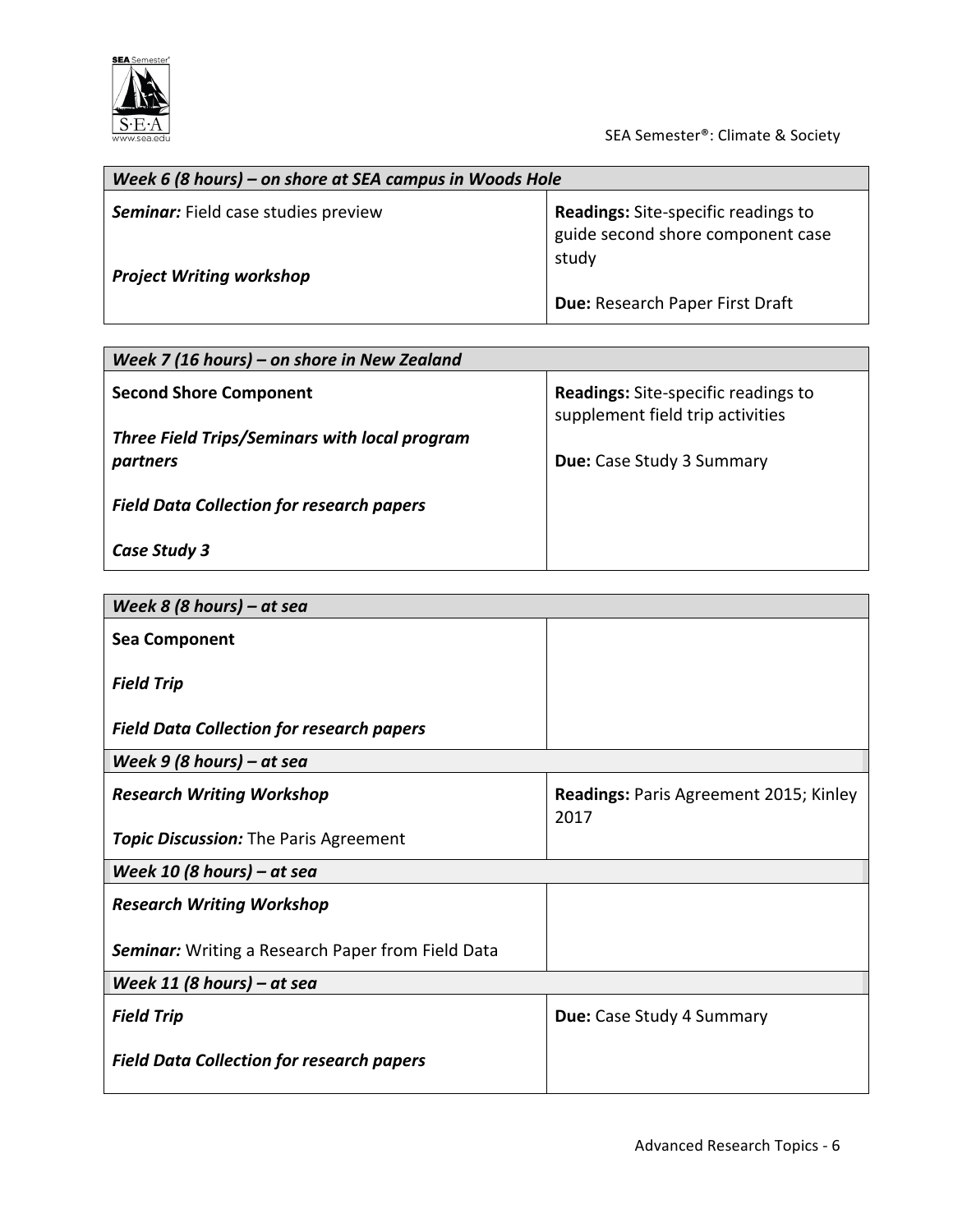| *Week 6 (8 hours) – on shore at SEA campus in Woods Hole* | |
|---|---|
| ***Seminar:*** Field case studies preview<br><br>***Project Writing workshop*** | **Readings:** Site-specific readings to guide second shore component case study<br><br>**Due:** Research Paper First Draft |

| *Week 7 (16 hours) – on shore in New Zealand* | |
|---|---|
| **Second Shore Component**<br><br>***Three Field Trips/Seminars with local program partners***<br><br>***Field Data Collection for research papers***<br><br>***Case Study 3*** | **Readings:** Site-specific readings to supplement field trip activities<br><br>**Due:** Case Study 3 Summary |

| *Week 8 (8 hours) – at sea* | |
|---|---|
| **Sea Component**<br><br>***Field Trip***<br><br>***Field Data Collection for research papers*** | |
| ***Week 9 (8 hours) – at sea*** | |
| ***Research Writing Workshop***<br><br>***Topic Discussion:*** The Paris Agreement | **Readings:** Paris Agreement 2015; Kinley 2017 |
| ***Week 10 (8 hours) – at sea*** | |
| ***Research Writing Workshop***<br><br>***Seminar:*** Writing a Research Paper from Field Data | |
| ***Week 11 (8 hours) – at sea*** | |
| ***Field Trip***<br><br>***Field Data Collection for research papers*** | **Due:** Case Study 4 Summary |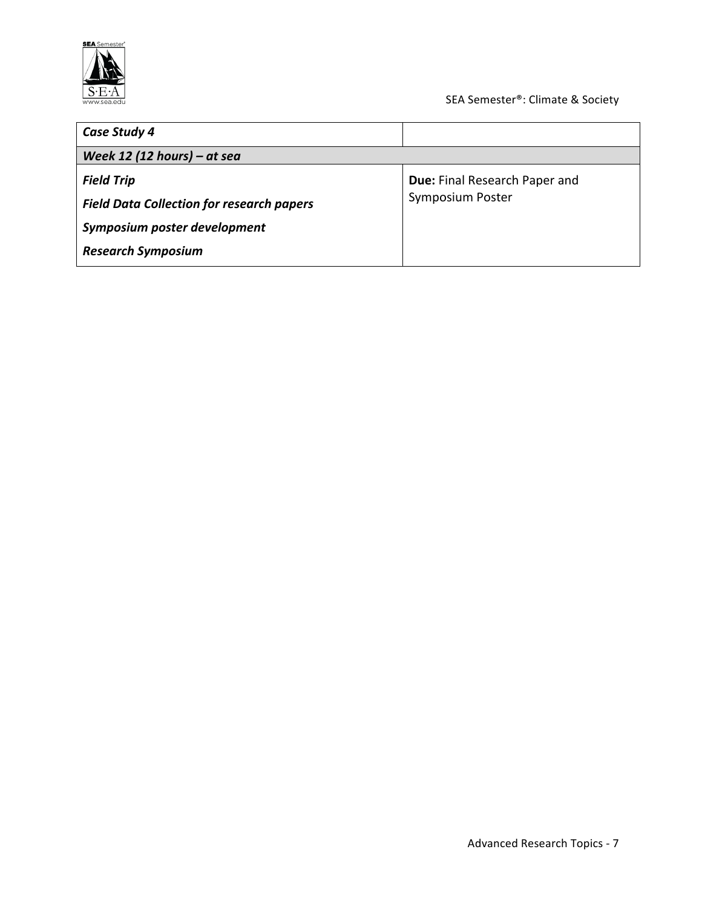| | |
|---|---|
| ***Case Study 4*** | |
| ***Week 12 (12 hours) – at sea*** | |
| ***Field Trip***<br>***Field Data Collection for research papers***<br>***Symposium poster development***<br>***Research Symposium*** | **Due:** Final Research Paper and Symposium Poster |